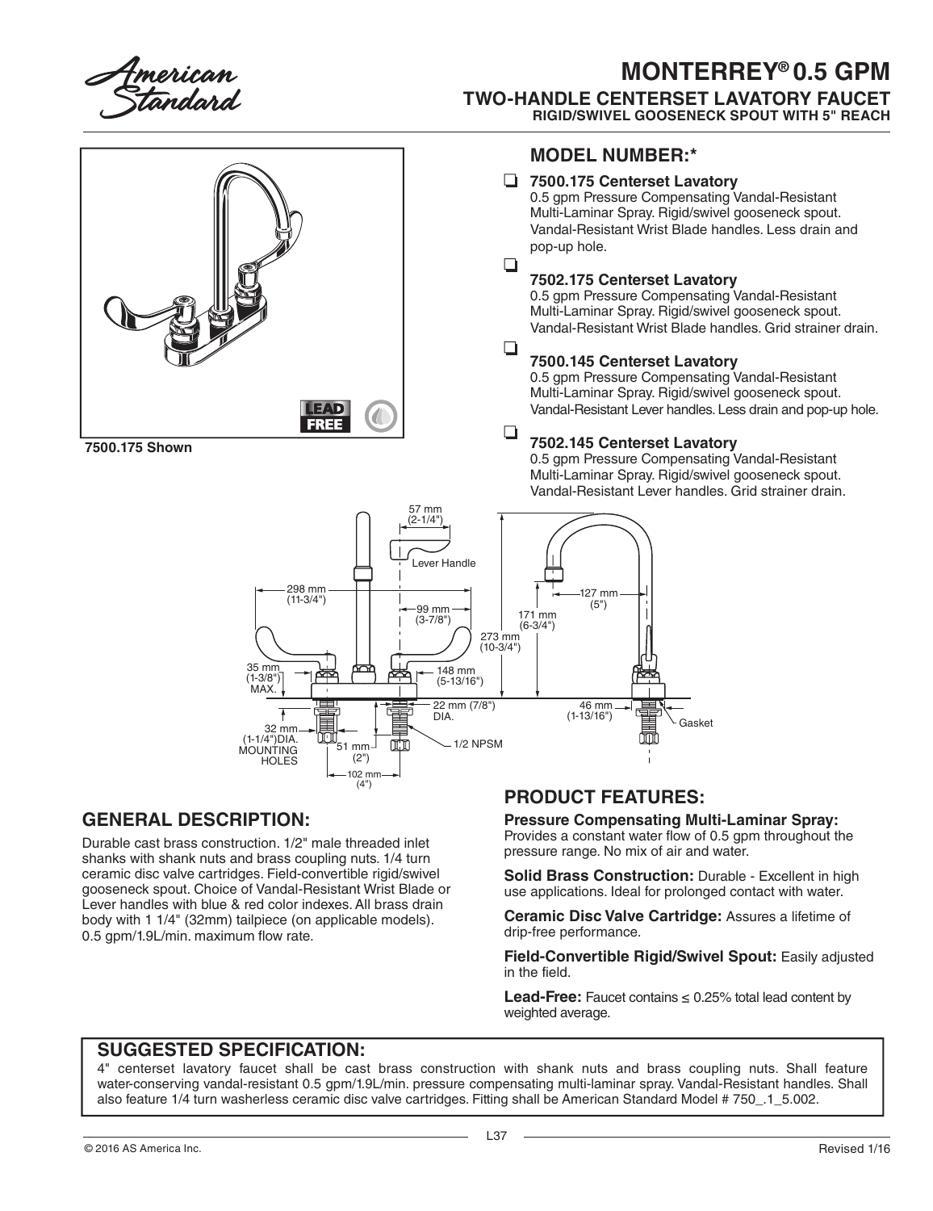# MONTERREY® 0.5 GPM

## TWO-HANDLE CENTERSET LAVATORY FAUCET

### RIGID/SWIVEL GOOSENECK SPOUT WITH 5" REACH

**7500.175 Shown**

## MODEL NUMBER:*

- ☐ **7500.175 Centerset Lavatory**
  0.5 gpm Pressure Compensating Vandal-Resistant Multi-Laminar Spray. Rigid/swivel gooseneck spout. Vandal-Resistant Wrist Blade handles. Less drain and pop-up hole.

- ☐ **7502.175 Centerset Lavatory**
  0.5 gpm Pressure Compensating Vandal-Resistant Multi-Laminar Spray. Rigid/swivel gooseneck spout. Vandal-Resistant Wrist Blade handles. Grid strainer drain.

- ☐ **7500.145 Centerset Lavatory**
  0.5 gpm Pressure Compensating Vandal-Resistant Multi-Laminar Spray. Rigid/swivel gooseneck spout. Vandal-Resistant Lever handles. Less drain and pop-up hole.

- ☐ **7502.145 Centerset Lavatory**
  0.5 gpm Pressure Compensating Vandal-Resistant Multi-Laminar Spray. Rigid/swivel gooseneck spout. Vandal-Resistant Lever handles. Grid strainer drain.

57 mm (2-1/4")
Lever Handle
298 mm (11-3/4")
99 mm (3-7/8")
171 mm (6-3/4")
273 mm (10-3/4")
127 mm (5")
35 mm (1-3/8") MAX.
148 mm (5-13/16")
22 mm (7/8") DIA.
46 mm (1-13/16")
Gasket
32 mm (1-1/4")DIA. MOUNTING HOLES
51 mm (2")
1/2 NPSM
102 mm (4")

## GENERAL DESCRIPTION:

Durable cast brass construction. 1/2" male threaded inlet shanks with shank nuts and brass coupling nuts. 1/4 turn ceramic disc valve cartridges. Field-convertible rigid/swivel gooseneck spout. Choice of Vandal-Resistant Wrist Blade or Lever handles with blue & red color indexes. All brass drain body with 1 1/4" (32mm) tailpiece (on applicable models). 0.5 gpm/1.9L/min. maximum flow rate.

## PRODUCT FEATURES:

**Pressure Compensating Multi-Laminar Spray:** Provides a constant water flow of 0.5 gpm throughout the pressure range. No mix of air and water.

**Solid Brass Construction:** Durable - Excellent in high use applications. Ideal for prolonged contact with water.

**Ceramic Disc Valve Cartridge:** Assures a lifetime of drip-free performance.

**Field-Convertible Rigid/Swivel Spout:** Easily adjusted in the field.

**Lead-Free:** Faucet contains ≤ 0.25% total lead content by weighted average.

## SUGGESTED SPECIFICATION:

4" centerset lavatory faucet shall be cast brass construction with shank nuts and brass coupling nuts. Shall feature water-conserving vandal-resistant 0.5 gpm/1.9L/min. pressure compensating multi-laminar spray. Vandal-Resistant handles. Shall also feature 1/4 turn washerless ceramic disc valve cartridges. Fitting shall be American Standard Model # 750_.1_5.002.

© 2016 AS America Inc.

Revised 1/16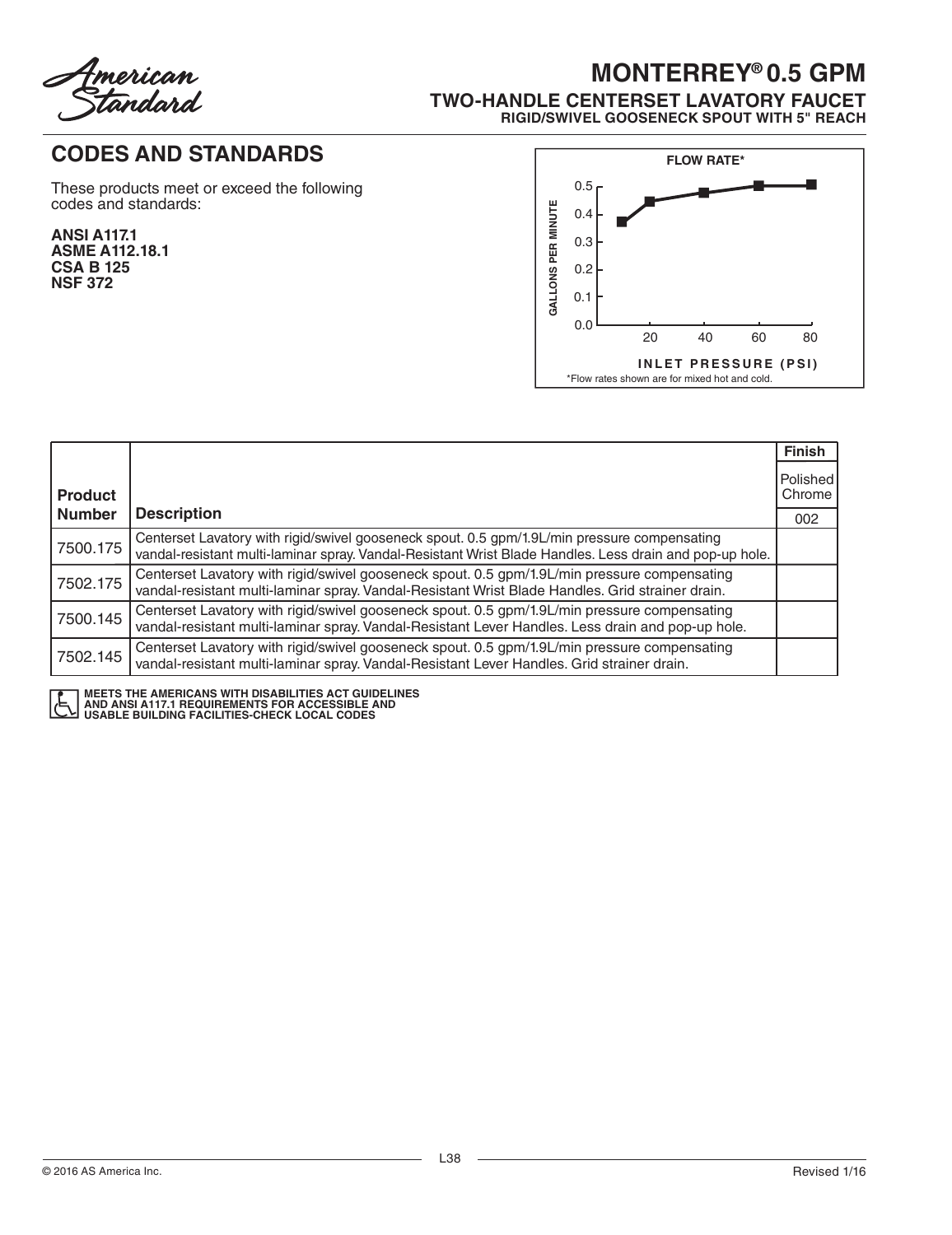# MONTERREY® 0.5 GPM

## TWO-HANDLE CENTERSET LAVATORY FAUCET

**RIGID/SWIVEL GOOSENECK SPOUT WITH 5" REACH**

## CODES AND STANDARDS

These products meet or exceed the following codes and standards:

**ANSI A117.1**
**ASME A112.18.1**
**CSA B 125**
**NSF 372**

FLOW RATE*

GALLONS PER MINUTE

0.5
0.4
0.3
0.2
0.1
0.0

20 40 60 80

INLET PRESSURE (PSI)

*Flow rates shown are for mixed hot and cold.

| Product Number | Description | Finish |
|---|---|---|
| | | Polished Chrome |
| | | 002 |
| 7500.175 | Centerset Lavatory with rigid/swivel gooseneck spout. 0.5 gpm/1.9L/min pressure compensating vandal-resistant multi-laminar spray. Vandal-Resistant Wrist Blade Handles. Less drain and pop-up hole. | |
| 7502.175 | Centerset Lavatory with rigid/swivel gooseneck spout. 0.5 gpm/1.9L/min pressure compensating vandal-resistant multi-laminar spray. Vandal-Resistant Wrist Blade Handles. Grid strainer drain. | |
| 7500.145 | Centerset Lavatory with rigid/swivel gooseneck spout. 0.5 gpm/1.9L/min pressure compensating vandal-resistant multi-laminar spray. Vandal-Resistant Lever Handles. Less drain and pop-up hole. | |
| 7502.145 | Centerset Lavatory with rigid/swivel gooseneck spout. 0.5 gpm/1.9L/min pressure compensating vandal-resistant multi-laminar spray. Vandal-Resistant Lever Handles. Grid strainer drain. | |

**MEETS THE AMERICANS WITH DISABILITIES ACT GUIDELINES AND ANSI A117.1 REQUIREMENTS FOR ACCESSIBLE AND USABLE BUILDING FACILITIES-CHECK LOCAL CODES**

© 2016 AS America Inc.

Revised 1/16